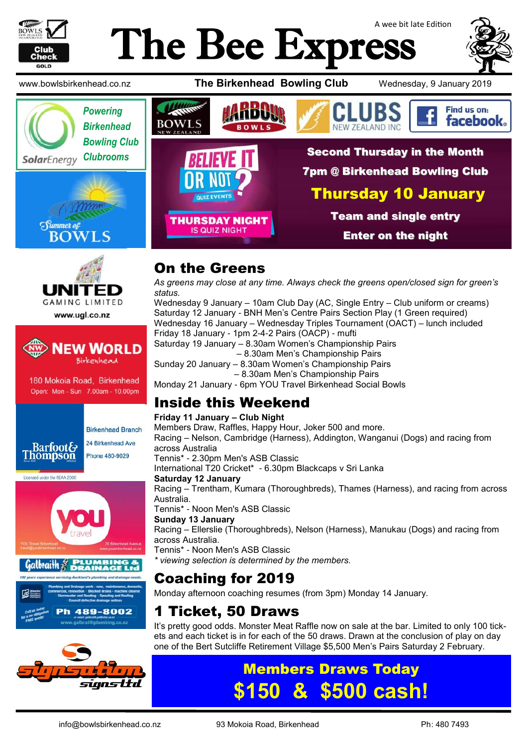# The Bee Express

A wee bit late Edition

www.bowlsbirkenhead.co.nz | **The Birkenhead Bowling Club** | Wednesday, 9 January 2019

Powering Birkenhead Bowling Club Clubrooms — SolarEnergy

**BELIEVE IT OR NOT? QUIZ EVENTS**

**THURSDAY NIGHT IS QUIZ NIGHT**

**Second Thursday in the Month**

**7pm @ Birkenhead Bowling Club**

**Thursday 10 January**

**Team and single entry**

**Enter on the night**

## On the Greens

*As greens may close at any time. Always check the greens open/closed sign for green's status.*

Wednesday 9 January – 10am Club Day (AC, Single Entry – Club uniform or creams)
Saturday 12 January - BNH Men's Centre Pairs Section Play (1 Green required)
Wednesday 16 January – Wednesday Triples Tournament (OACT) – lunch included
Friday 18 January - 1pm 2-4-2 Pairs (OACP) - mufti
Saturday 19 January – 8.30am Women's Championship Pairs
– 8.30am Men's Championship Pairs
Sunday 20 January – 8.30am Women's Championship Pairs
– 8.30am Men's Championship Pairs
Monday 21 January - 6pm YOU Travel Birkenhead Social Bowls

## Inside this Weekend

**Friday 11 January – Club Night**
Members Draw, Raffles, Happy Hour, Joker 500 and more.
Racing – Nelson, Cambridge (Harness), Addington, Wanganui (Dogs) and racing from across Australia
Tennis* - 2.30pm Men's ASB Classic
International T20 Cricket* - 6.30pm Blackcaps v Sri Lanka

**Saturday 12 January**
Racing – Trentham, Kumara (Thoroughbreds), Thames (Harness), and racing from across Australia.
Tennis* - Noon Men's ASB Classic

**Sunday 13 January**
Racing – Ellerslie (Thoroughbreds), Nelson (Harness), Manukau (Dogs) and racing from across Australia.
Tennis* - Noon Men's ASB Classic

*\* viewing selection is determined by the members.*

## Coaching for 2019

Monday afternoon coaching resumes (from 3pm) Monday 14 January.

## 1 Ticket, 50 Draws

It's pretty good odds. Monster Meat Raffle now on sale at the bar. Limited to only 100 tickets and each ticket is in for each of the 50 draws. Drawn at the conclusion of play on day one of the Bert Sutcliffe Retirement Village $5,500 Men's Pairs Saturday 2 February.

**Members Draws Today**

**$150 & $500 cash!**

United Gaming Limited — www.ugl.co.nz

New World Birkenhead — 180 Mokoia Road, Birkenhead — Open: Mon - Sun 7.00am - 10.00pm

Barfoot & Thompson — Birkenhead Branch, 24 Birkenhead Ave, Phone 480-9029 — Licensed under the REAA 2008

you travel — YOU Travel Birkenhead, travel@youbirkenhead.co.nz, 20 Birkenhead Avenue, www.youbirkenhead.co.nz

Galbraith Plumbing & Drainage Ltd — Ph 489-8002 — www.galbraithplumbing.co.nz

signsation signs ltd

info@bowlsbirkenhead.co.nz | 93 Mokoia Road, Birkenhead | Ph: 480 7493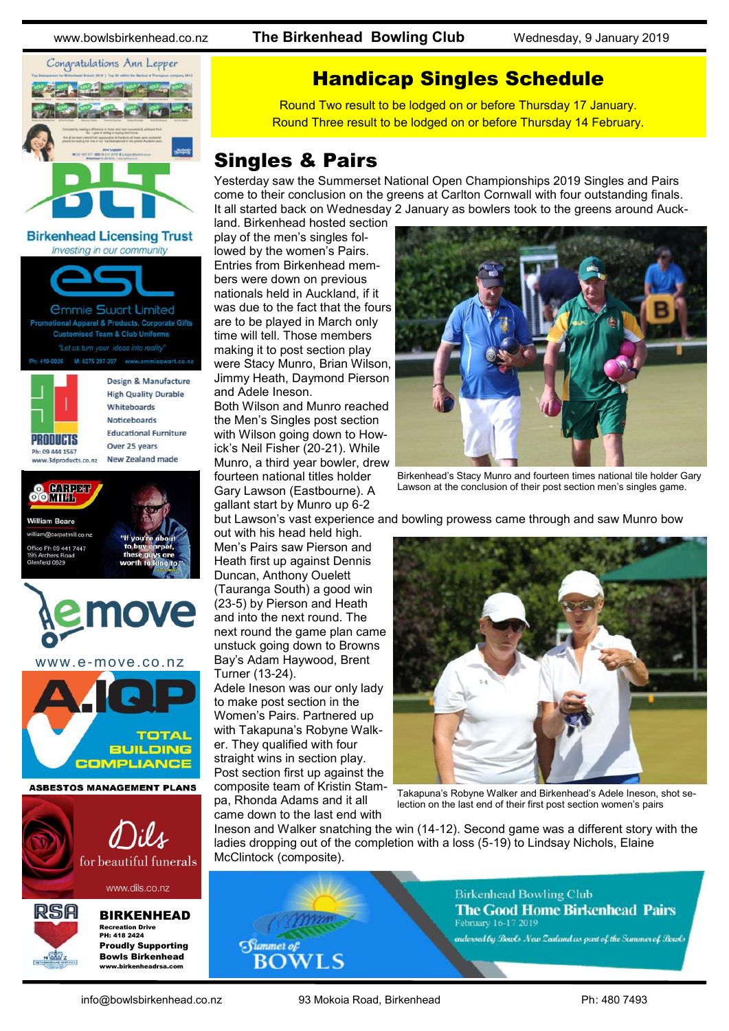# Handicap Singles Schedule

Round Two result to be lodged on or before Thursday 17 January.
Round Three result to be lodged on or before Thursday 14 February.

# Singles & Pairs

Yesterday saw the Summerset National Open Championships 2019 Singles and Pairs come to their conclusion on the greens at Carlton Cornwall with four outstanding finals. It all started back on Wednesday 2 January as bowlers took to the greens around Auckland. Birkenhead hosted section play of the men's singles followed by the women's Pairs. Entries from Birkenhead members were down on previous nationals held in Auckland, if it was due to the fact that the fours are to be played in March only time will tell. Those members making it to post section play were Stacy Munro, Brian Wilson, Jimmy Heath, Daymond Pierson and Adele Ineson.

Both Wilson and Munro reached the Men's Singles post section with Wilson going down to Howick's Neil Fisher (20-21). While Munro, a third year bowler, drew fourteen national titles holder Gary Lawson (Eastbourne). A gallant start by Munro up 6-2 but Lawson's vast experience and bowling prowess came through and saw Munro bow out with his head held high.

Birkenhead's Stacy Munro and fourteen times national tile holder Gary Lawson at the conclusion of their post section men's singles game.

Men's Pairs saw Pierson and Heath first up against Dennis Duncan, Anthony Ouelett (Tauranga South) a good win (23-5) by Pierson and Heath and into the next round. The next round the game plan came unstuck going down to Browns Bay's Adam Haywood, Brent Turner (13-24).

Adele Ineson was our only lady to make post section in the Women's Pairs. Partnered up with Takapuna's Robyne Walker. They qualified with four straight wins in section play. Post section first up against the composite team of Kristin Stampa, Rhonda Adams and it all came down to the last end with Ineson and Walker snatching the win (14-12). Second game was a different story with the ladies dropping out of the completion with a loss (5-19) to Lindsay Nichols, Elaine McClintock (composite).

Takapuna's Robyne Walker and Birkenhead's Adele Ineson, shot selection on the last end of their first post section women's pairs

Summer of BOWLS

Birkenhead Bowling Club
**The Good Home Birkenhead Pairs**
February 16-17 2019
endorsed by Bowls New Zealand as part of the Summer of Bowls

---

Congratulations Ann Lepper

**Birkenhead Licensing Trust**
*Investing in our community*

**esl** Emmie Swart Limited
Promotional Apparel & Products, Corporate Gifts
Customised Team & Club Uniforms
*"Let us turn your ideas into reality"*
Ph: 410-0926 M: 0275 297-207 www.emmieswart.co.nz

**3D PRODUCTS**
Ph: 09 444 1567
www.3dproducts.co.nz
Design & Manufacture
High Quality Durable
Whiteboards
Noticeboards
Educational Furniture
Over 25 years
New Zealand made

**CARPET MILL**
William Beare
william@carpetmill.co.nz
Office Ph 09 441 7447
195 Archers Road
Glenfield 0629
"If you're about to buy carpet, these guys are worth talking to!"

**emove**
www.e-move.co.nz

**A.IQP**
TOTAL BUILDING COMPLIANCE
ASBESTOS MANAGEMENT PLANS

**Dils** for beautiful funerals
www.dils.co.nz

**RSA BIRKENHEAD**
Recreation Drive
PH: 418 2424
Proudly Supporting
Bowls Birkenhead
www.birkenheadrsa.com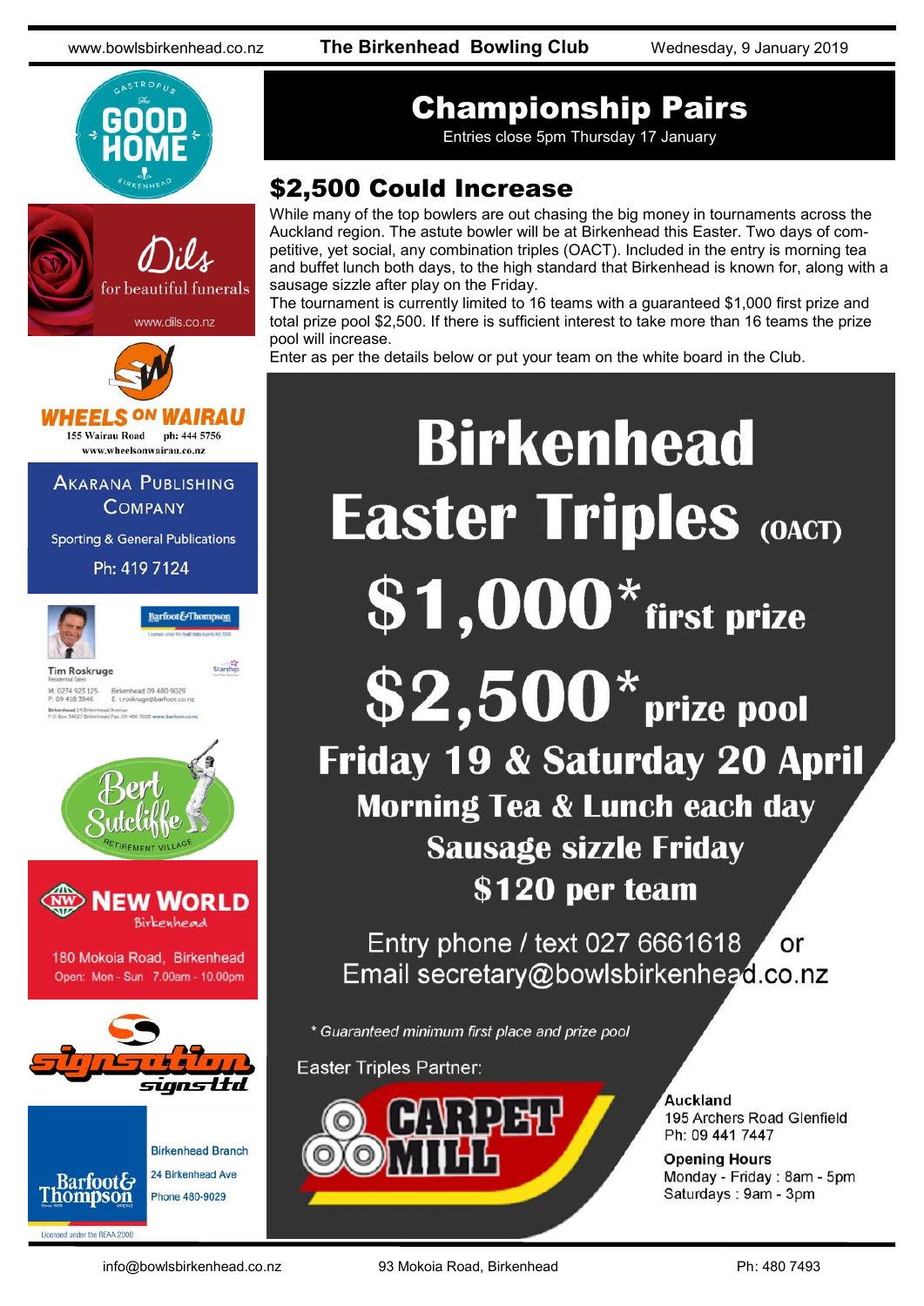# Championship Pairs

Entries close 5pm Thursday 17 January

## $2,500 Could Increase

While many of the top bowlers are out chasing the big money in tournaments across the Auckland region. The astute bowler will be at Birkenhead this Easter. Two days of competitive, yet social, any combination triples (OACT). Included in the entry is morning tea and buffet lunch both days, to the high standard that Birkenhead is known for, along with a sausage sizzle after play on the Friday.

The tournament is currently limited to 16 teams with a guaranteed $1,000 first prize and total prize pool $2,500. If there is sufficient interest to take more than 16 teams the prize pool will increase.

Enter as per the details below or put your team on the white board in the Club.

# Birkenhead Easter Triples (OACT)

**$1,000* first prize**

**$2,500* prize pool**

**Friday 19 & Saturday 20 April**

**Morning Tea & Lunch each day**

**Sausage sizzle Friday**

**$120 per team**

Entry phone / text 027 6661618 or
Email secretary@bowlsbirkenhead.co.nz

*\* Guaranteed minimum first place and prize pool*

Easter Triples Partner:

CARPET MILL

**Auckland**
195 Archers Road Glenfield
Ph: 09 441 7447

**Opening Hours**
Monday - Friday : 8am - 5pm
Saturdays : 9am - 3pm

---

The Good Home Gastropub Birkenhead

Dils for beautiful funerals — www.dils.co.nz

Wheels on Wairau — 155 Wairau Road ph: 444 5756 — www.wheelsonwairau.co.nz

Akarana Publishing Company — Sporting & General Publications — Ph: 419 7124

Barfoot & Thompson — Tim Roskruge, Residential Sales — M: 0274 923 125, P: 09 418 3846, Birkenhead 09 480 9029, E: t.roskruge@barfoot.co.nz

Bert Sutcliffe Retirement Village

New World Birkenhead — 180 Mokoia Road, Birkenhead — Open: Mon - Sun 7.00am - 10.00pm

Signsation Signs Ltd

Barfoot & Thompson — Birkenhead Branch — 24 Birkenhead Ave — Phone 480-9029 — Licensed under the REAA 2008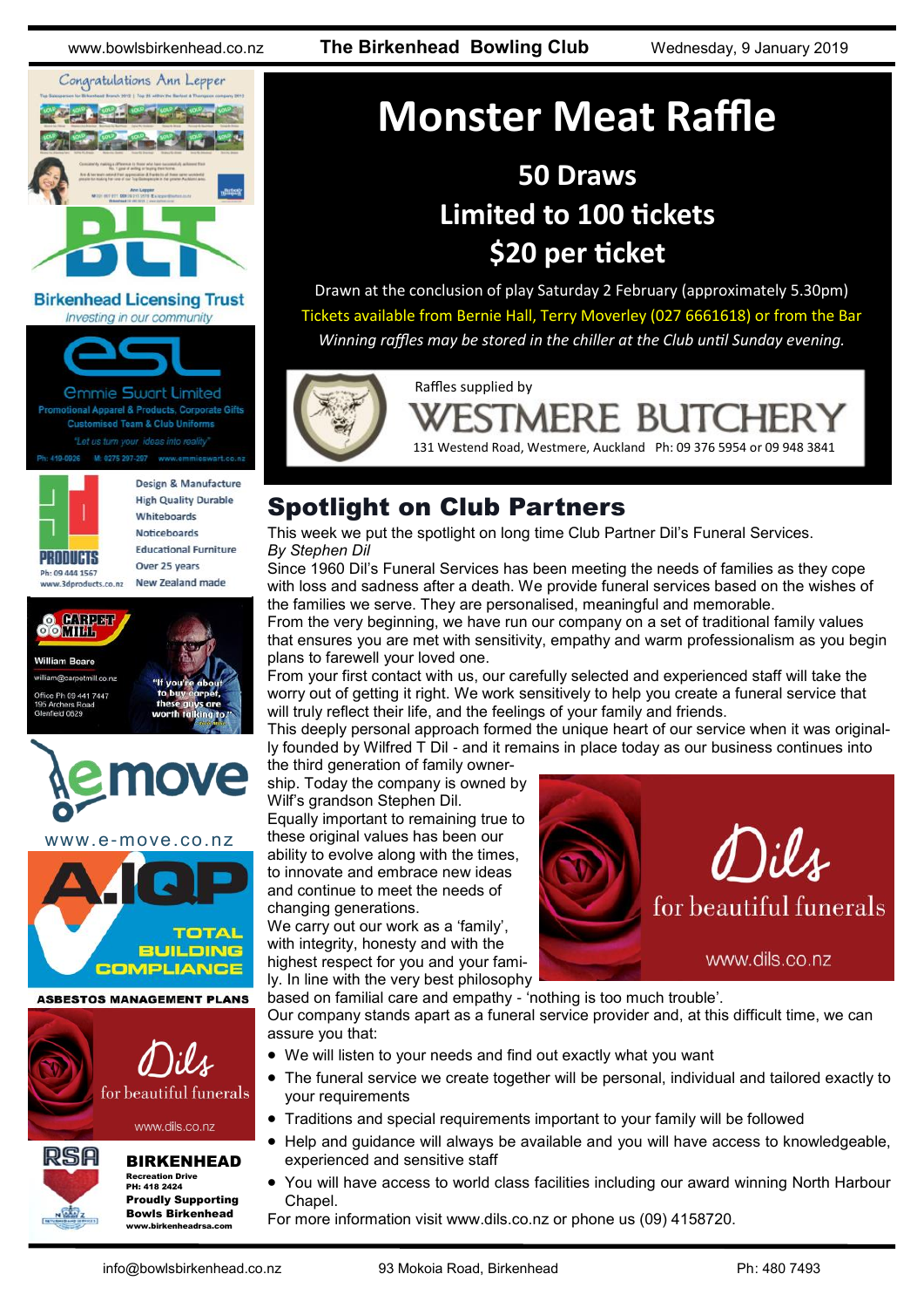# Monster Meat Raffle

## 50 Draws
## Limited to 100 tickets
## $20 per ticket

Drawn at the conclusion of play Saturday 2 February (approximately 5.30pm)

Tickets available from Bernie Hall, Terry Moverley (027 6661618) or from the Bar

*Winning raffles may be stored in the chiller at the Club until Sunday evening.*

Raffles supplied by
WESTMERE BUTCHERY
131 Westend Road, Westmere, Auckland Ph: 09 376 5954 or 09 948 3841

## Spotlight on Club Partners

This week we put the spotlight on long time Club Partner Dil's Funeral Services.

*By Stephen Dil*

Since 1960 Dil's Funeral Services has been meeting the needs of families as they cope with loss and sadness after a death. We provide funeral services based on the wishes of the families we serve. They are personalised, meaningful and memorable.

From the very beginning, we have run our company on a set of traditional family values that ensures you are met with sensitivity, empathy and warm professionalism as you begin plans to farewell your loved one.

From your first contact with us, our carefully selected and experienced staff will take the worry out of getting it right. We work sensitively to help you create a funeral service that will truly reflect their life, and the feelings of your family and friends.

This deeply personal approach formed the unique heart of our service when it was originally founded by Wilfred T Dil - and it remains in place today as our business continues into the third generation of family ownership. Today the company is owned by Wilf's grandson Stephen Dil.

Equally important to remaining true to these original values has been our ability to evolve along with the times, to innovate and embrace new ideas and continue to meet the needs of changing generations.

We carry out our work as a 'family', with integrity, honesty and with the highest respect for you and your family. In line with the very best philosophy based on familial care and empathy - 'nothing is too much trouble'.

Our company stands apart as a funeral service provider and, at this difficult time, we can assure you that:

- We will listen to your needs and find out exactly what you want
- The funeral service we create together will be personal, individual and tailored exactly to your requirements
- Traditions and special requirements important to your family will be followed
- Help and guidance will always be available and you will have access to knowledgeable, experienced and sensitive staff
- You will have access to world class facilities including our award winning North Harbour Chapel.

For more information visit www.dils.co.nz or phone us (09) 4158720.

Dils
for beautiful funerals
www.dils.co.nz

Congratulations Ann Lepper

Birkenhead Licensing Trust
*Investing in our community*

Emmie Swart Limited
Promotional Apparel & Products, Corporate Gifts
Customised Team & Club Uniforms
*"Let us turn your ideas into reality"*
Ph: 410-0926 M: 0275 297-297 www.emmieswart.co.nz

3D PRODUCTS
Ph: 09 444 1567
www.3dproducts.co.nz
Design & Manufacture
High Quality Durable
Whiteboards
Noticeboards
Educational Furniture
Over 25 years
New Zealand made

CARPET MILL
William Beare
william@carpetmill.co.nz
Office Ph 09 441 7447
195 Archers Road
Glenfield 0629
"If you're about to buy carpet, these guys are worth talking to!"

emove
www.e-move.co.nz

A.IQP
TOTAL BUILDING COMPLIANCE
ASBESTOS MANAGEMENT PLANS

Dils
for beautiful funerals
www.dils.co.nz

RSA
BIRKENHEAD
Recreation Drive
PH: 418 2424
Proudly Supporting Bowls Birkenhead
www.birkenheadrsa.com